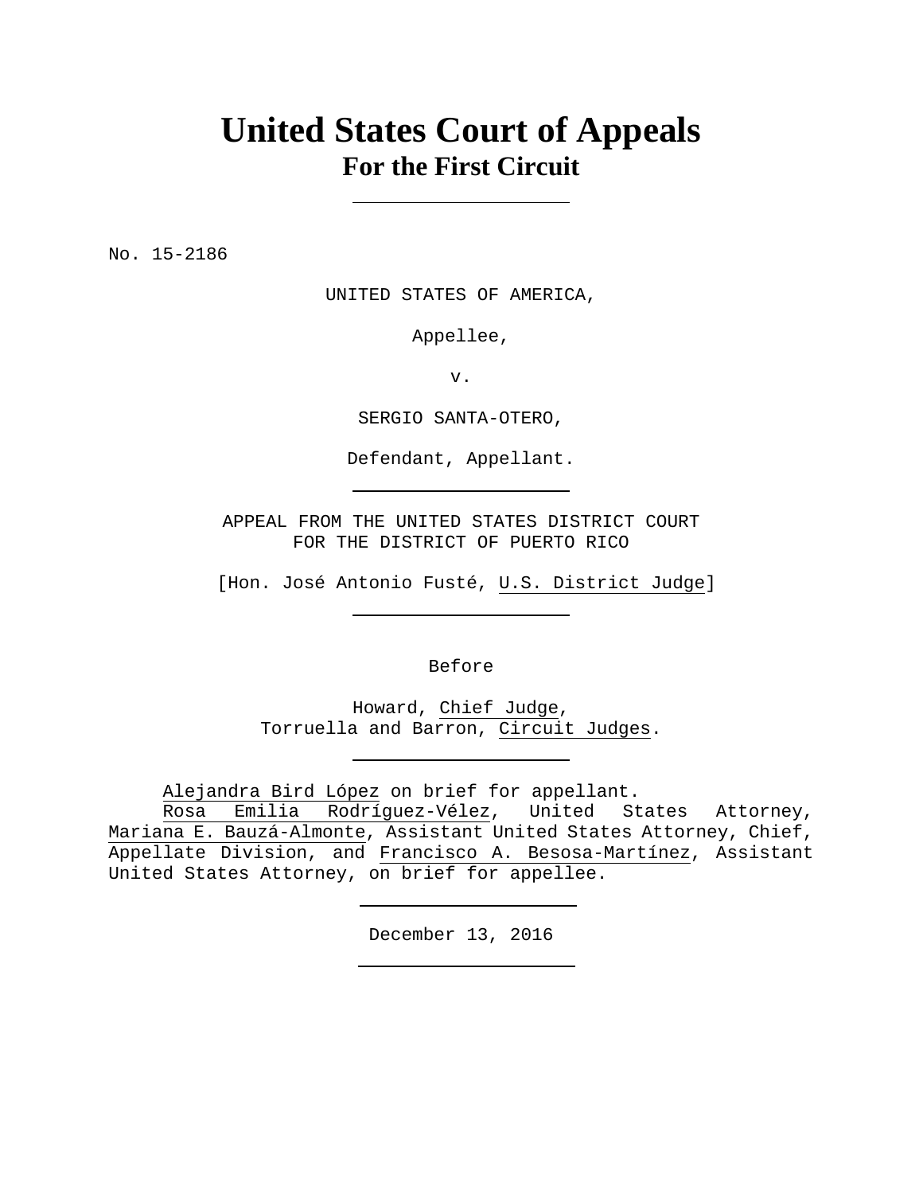# United States Court of Appeals
## For the First Circuit

---

No. 15-2186

UNITED STATES OF AMERICA,

Appellee,

v.

SERGIO SANTA-OTERO,

Defendant, Appellant.

---

APPEAL FROM THE UNITED STATES DISTRICT COURT
FOR THE DISTRICT OF PUERTO RICO

[Hon. José Antonio Fusté, U.S. District Judge]

---

Before

Howard, Chief Judge,
Torruella and Barron, Circuit Judges.

---

Alejandra Bird López on brief for appellant.
Rosa Emilia Rodríguez-Vélez, United States Attorney, Mariana E. Bauzá-Almonte, Assistant United States Attorney, Chief, Appellate Division, and Francisco A. Besosa-Martínez, Assistant United States Attorney, on brief for appellee.

---

December 13, 2016

---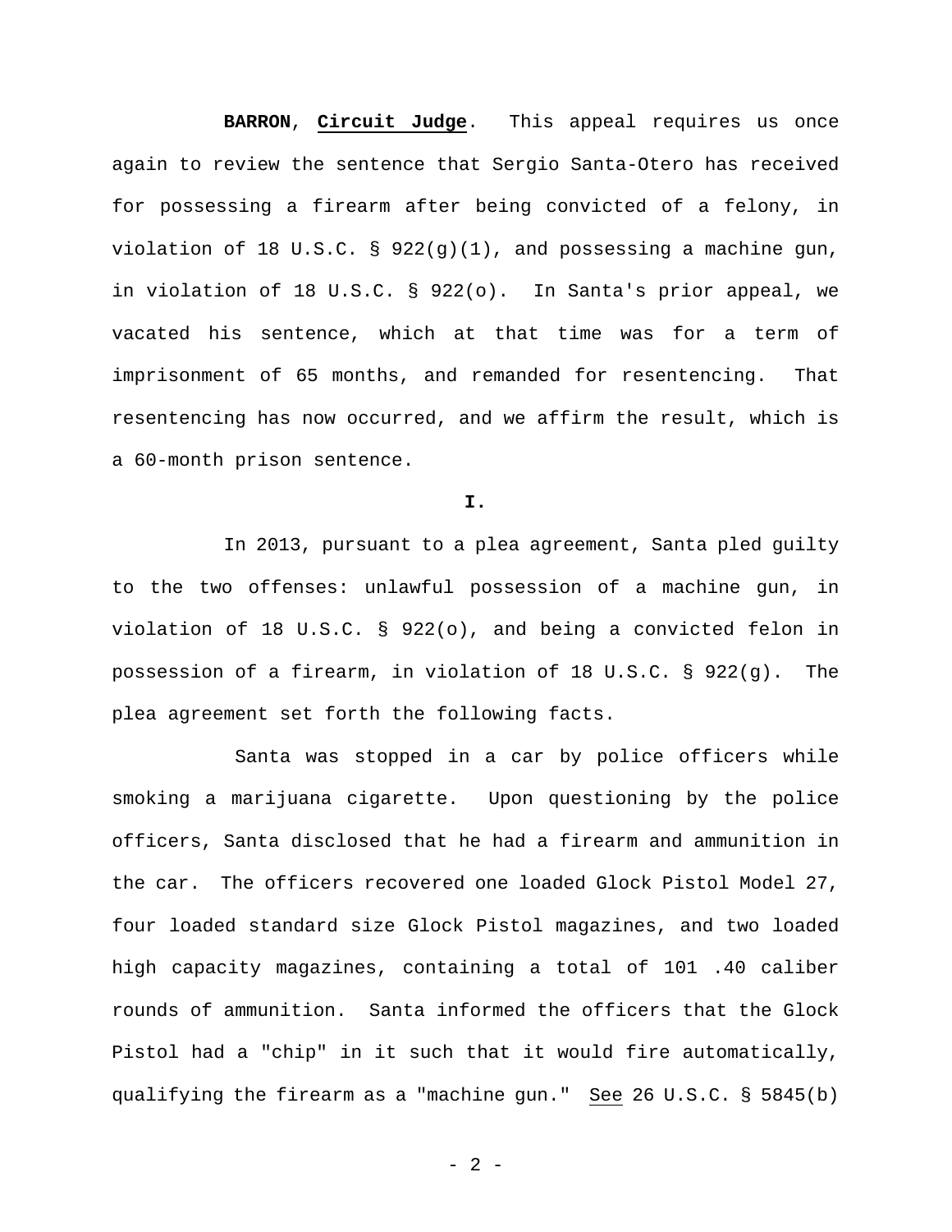**BARRON**, **Circuit Judge**. This appeal requires us once again to review the sentence that Sergio Santa-Otero has received for possessing a firearm after being convicted of a felony, in violation of 18 U.S.C. § 922(g)(1), and possessing a machine gun, in violation of 18 U.S.C. § 922(o). In Santa's prior appeal, we vacated his sentence, which at that time was for a term of imprisonment of 65 months, and remanded for resentencing. That resentencing has now occurred, and we affirm the result, which is a 60-month prison sentence.

**I.**

In 2013, pursuant to a plea agreement, Santa pled guilty to the two offenses: unlawful possession of a machine gun, in violation of 18 U.S.C. § 922(o), and being a convicted felon in possession of a firearm, in violation of 18 U.S.C. § 922(g). The plea agreement set forth the following facts.

Santa was stopped in a car by police officers while smoking a marijuana cigarette. Upon questioning by the police officers, Santa disclosed that he had a firearm and ammunition in the car. The officers recovered one loaded Glock Pistol Model 27, four loaded standard size Glock Pistol magazines, and two loaded high capacity magazines, containing a total of 101 .40 caliber rounds of ammunition. Santa informed the officers that the Glock Pistol had a "chip" in it such that it would fire automatically, qualifying the firearm as a "machine gun." See 26 U.S.C. § 5845(b)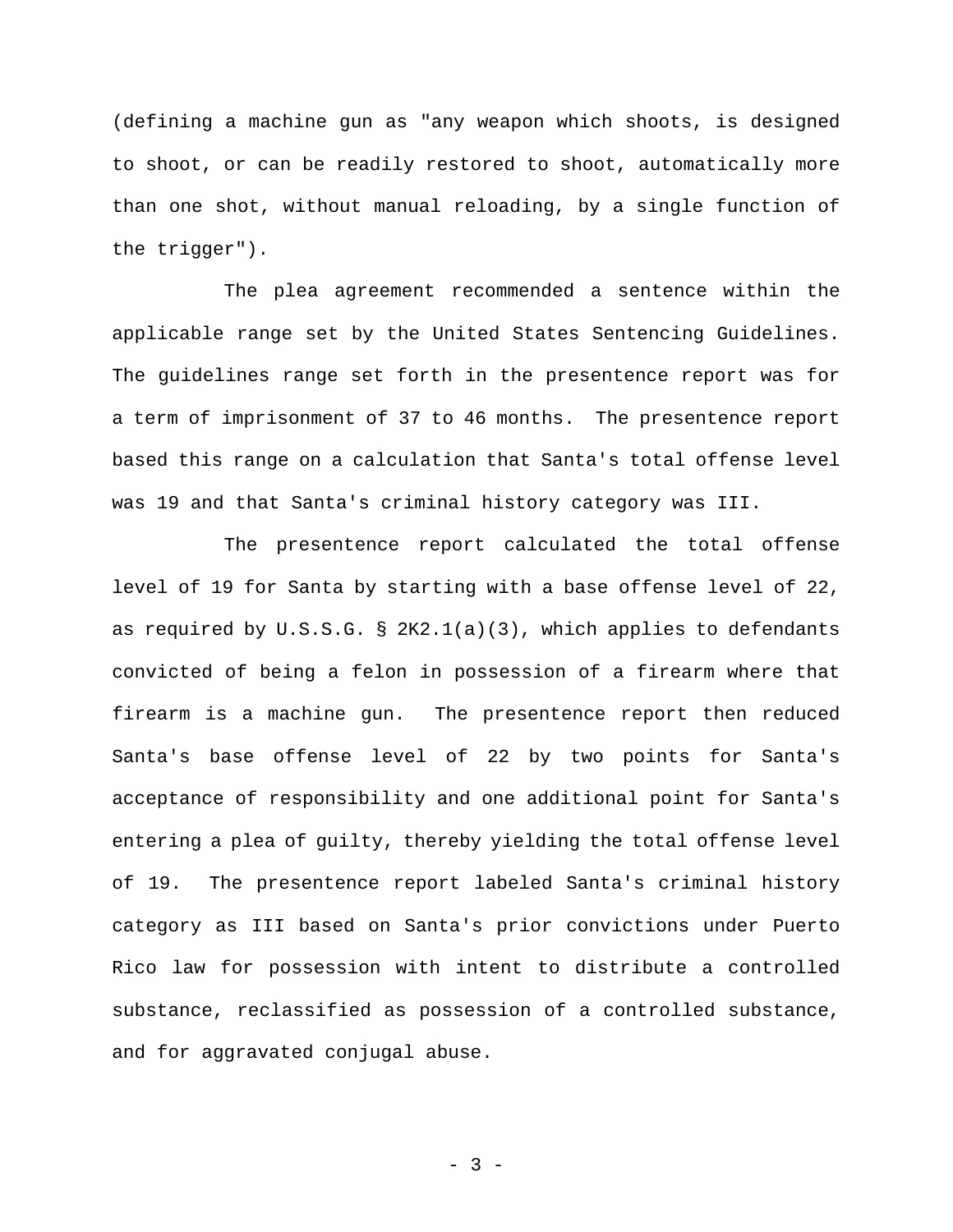(defining a machine gun as "any weapon which shoots, is designed to shoot, or can be readily restored to shoot, automatically more than one shot, without manual reloading, by a single function of the trigger").

The plea agreement recommended a sentence within the applicable range set by the United States Sentencing Guidelines. The guidelines range set forth in the presentence report was for a term of imprisonment of 37 to 46 months. The presentence report based this range on a calculation that Santa's total offense level was 19 and that Santa's criminal history category was III.

The presentence report calculated the total offense level of 19 for Santa by starting with a base offense level of 22, as required by U.S.S.G. § 2K2.1(a)(3), which applies to defendants convicted of being a felon in possession of a firearm where that firearm is a machine gun. The presentence report then reduced Santa's base offense level of 22 by two points for Santa's acceptance of responsibility and one additional point for Santa's entering a plea of guilty, thereby yielding the total offense level of 19. The presentence report labeled Santa's criminal history category as III based on Santa's prior convictions under Puerto Rico law for possession with intent to distribute a controlled substance, reclassified as possession of a controlled substance, and for aggravated conjugal abuse.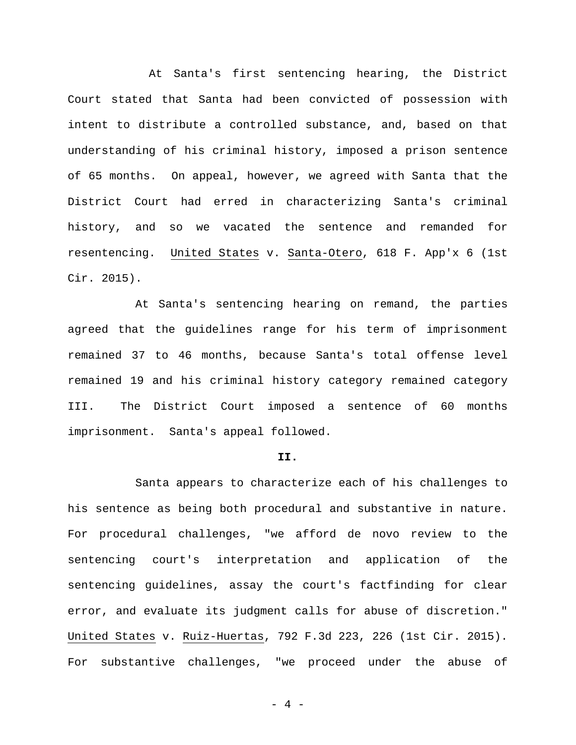At Santa's first sentencing hearing, the District Court stated that Santa had been convicted of possession with intent to distribute a controlled substance, and, based on that understanding of his criminal history, imposed a prison sentence of 65 months. On appeal, however, we agreed with Santa that the District Court had erred in characterizing Santa's criminal history, and so we vacated the sentence and remanded for resentencing. United States v. Santa-Otero, 618 F. App'x 6 (1st Cir. 2015).

At Santa's sentencing hearing on remand, the parties agreed that the guidelines range for his term of imprisonment remained 37 to 46 months, because Santa's total offense level remained 19 and his criminal history category remained category III. The District Court imposed a sentence of 60 months imprisonment. Santa's appeal followed.

**II.**

Santa appears to characterize each of his challenges to his sentence as being both procedural and substantive in nature. For procedural challenges, "we afford de novo review to the sentencing court's interpretation and application of the sentencing guidelines, assay the court's factfinding for clear error, and evaluate its judgment calls for abuse of discretion." United States v. Ruiz-Huertas, 792 F.3d 223, 226 (1st Cir. 2015). For substantive challenges, "we proceed under the abuse of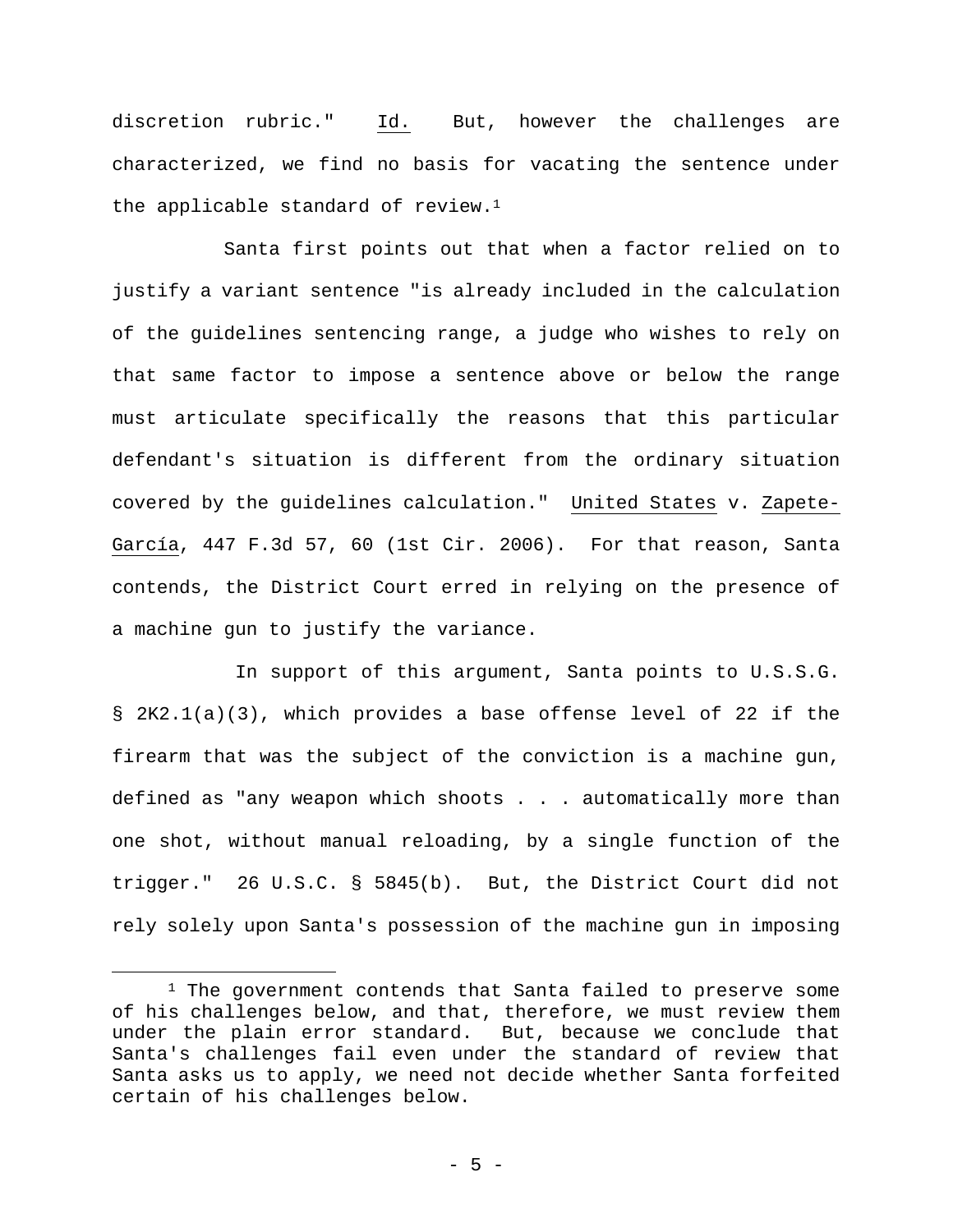discretion rubric." Id. But, however the challenges are characterized, we find no basis for vacating the sentence under the applicable standard of review.[1]

Santa first points out that when a factor relied on to justify a variant sentence "is already included in the calculation of the guidelines sentencing range, a judge who wishes to rely on that same factor to impose a sentence above or below the range must articulate specifically the reasons that this particular defendant's situation is different from the ordinary situation covered by the guidelines calculation." United States v. Zapete-García, 447 F.3d 57, 60 (1st Cir. 2006). For that reason, Santa contends, the District Court erred in relying on the presence of a machine gun to justify the variance.

In support of this argument, Santa points to U.S.S.G. § 2K2.1(a)(3), which provides a base offense level of 22 if the firearm that was the subject of the conviction is a machine gun, defined as "any weapon which shoots . . . automatically more than one shot, without manual reloading, by a single function of the trigger." 26 U.S.C. § 5845(b). But, the District Court did not rely solely upon Santa's possession of the machine gun in imposing

---

[1] The government contends that Santa failed to preserve some of his challenges below, and that, therefore, we must review them under the plain error standard. But, because we conclude that Santa's challenges fail even under the standard of review that Santa asks us to apply, we need not decide whether Santa forfeited certain of his challenges below.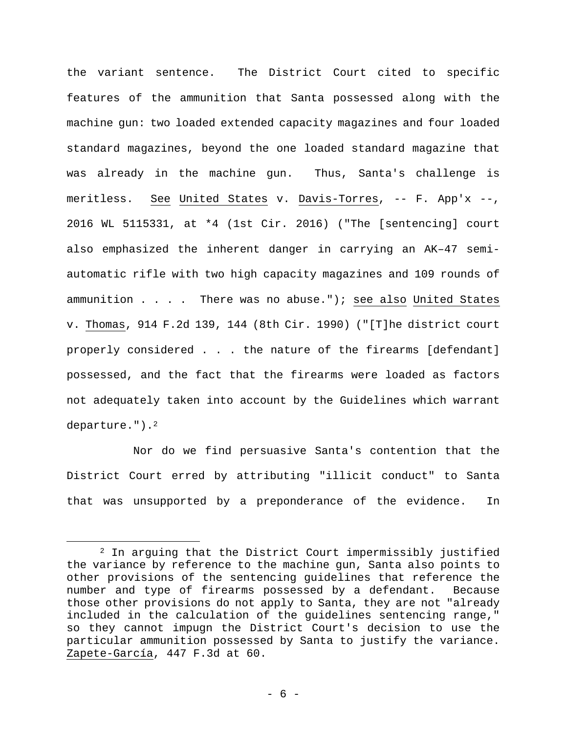the variant sentence. The District Court cited to specific features of the ammunition that Santa possessed along with the machine gun: two loaded extended capacity magazines and four loaded standard magazines, beyond the one loaded standard magazine that was already in the machine gun. Thus, Santa's challenge is meritless. See United States v. Davis-Torres, -- F. App'x --, 2016 WL 5115331, at *4 (1st Cir. 2016) ("The [sentencing] court also emphasized the inherent danger in carrying an AK–47 semi-automatic rifle with two high capacity magazines and 109 rounds of ammunition . . . . There was no abuse."); see also United States v. Thomas, 914 F.2d 139, 144 (8th Cir. 1990) ("[T]he district court properly considered . . . the nature of the firearms [defendant] possessed, and the fact that the firearms were loaded as factors not adequately taken into account by the Guidelines which warrant departure.").[2]

Nor do we find persuasive Santa's contention that the District Court erred by attributing "illicit conduct" to Santa that was unsupported by a preponderance of the evidence. In

[2] In arguing that the District Court impermissibly justified the variance by reference to the machine gun, Santa also points to other provisions of the sentencing guidelines that reference the number and type of firearms possessed by a defendant. Because those other provisions do not apply to Santa, they are not "already included in the calculation of the guidelines sentencing range," so they cannot impugn the District Court's decision to use the particular ammunition possessed by Santa to justify the variance. Zapete-García, 447 F.3d at 60.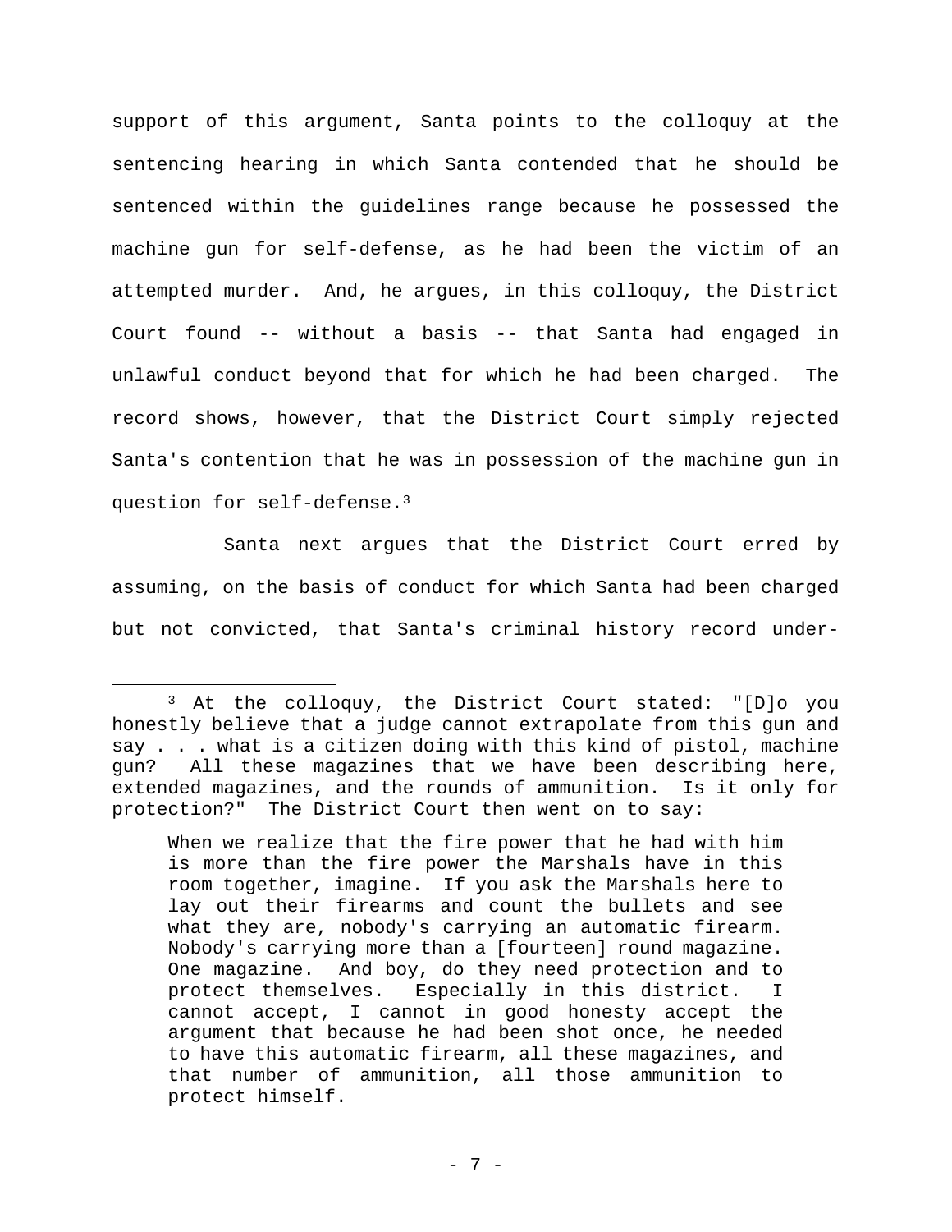support of this argument, Santa points to the colloquy at the sentencing hearing in which Santa contended that he should be sentenced within the guidelines range because he possessed the machine gun for self-defense, as he had been the victim of an attempted murder. And, he argues, in this colloquy, the District Court found -- without a basis -- that Santa had engaged in unlawful conduct beyond that for which he had been charged. The record shows, however, that the District Court simply rejected Santa's contention that he was in possession of the machine gun in question for self-defense.[3]

Santa next argues that the District Court erred by assuming, on the basis of conduct for which Santa had been charged but not convicted, that Santa's criminal history record under-

---

[3] At the colloquy, the District Court stated: "[D]o you honestly believe that a judge cannot extrapolate from this gun and say . . . what is a citizen doing with this kind of pistol, machine gun? All these magazines that we have been describing here, extended magazines, and the rounds of ammunition. Is it only for protection?" The District Court then went on to say:

> When we realize that the fire power that he had with him is more than the fire power the Marshals have in this room together, imagine. If you ask the Marshals here to lay out their firearms and count the bullets and see what they are, nobody's carrying an automatic firearm. Nobody's carrying more than a [fourteen] round magazine. One magazine. And boy, do they need protection and to protect themselves. Especially in this district. I cannot accept, I cannot in good honesty accept the argument that because he had been shot once, he needed to have this automatic firearm, all these magazines, and that number of ammunition, all those ammunition to protect himself.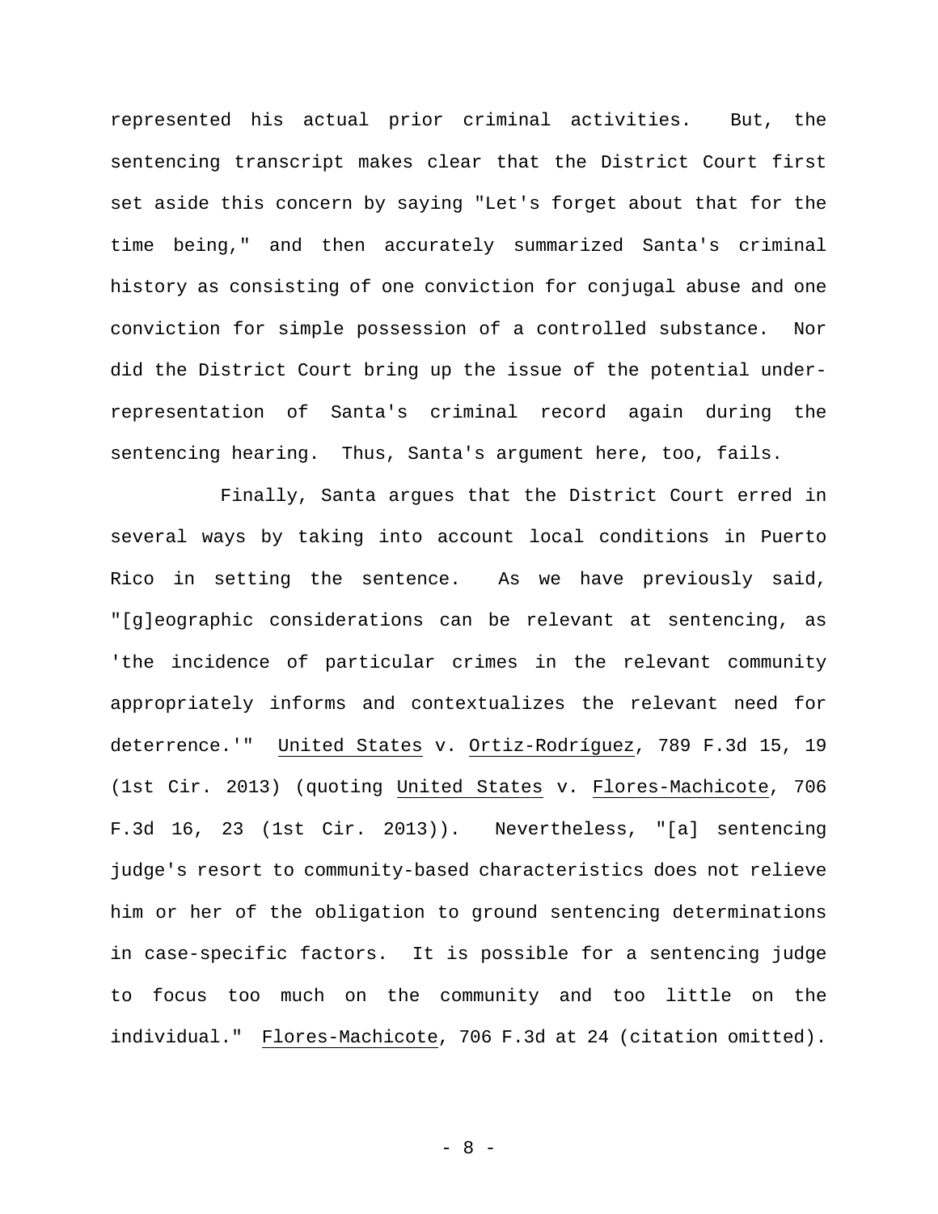represented his actual prior criminal activities. But, the sentencing transcript makes clear that the District Court first set aside this concern by saying "Let's forget about that for the time being," and then accurately summarized Santa's criminal history as consisting of one conviction for conjugal abuse and one conviction for simple possession of a controlled substance. Nor did the District Court bring up the issue of the potential under-representation of Santa's criminal record again during the sentencing hearing. Thus, Santa's argument here, too, fails.

Finally, Santa argues that the District Court erred in several ways by taking into account local conditions in Puerto Rico in setting the sentence. As we have previously said, "[g]eographic considerations can be relevant at sentencing, as 'the incidence of particular crimes in the relevant community appropriately informs and contextualizes the relevant need for deterrence.'" United States v. Ortiz-Rodríguez, 789 F.3d 15, 19 (1st Cir. 2013) (quoting United States v. Flores-Machicote, 706 F.3d 16, 23 (1st Cir. 2013)). Nevertheless, "[a] sentencing judge's resort to community-based characteristics does not relieve him or her of the obligation to ground sentencing determinations in case-specific factors. It is possible for a sentencing judge to focus too much on the community and too little on the individual." Flores-Machicote, 706 F.3d at 24 (citation omitted).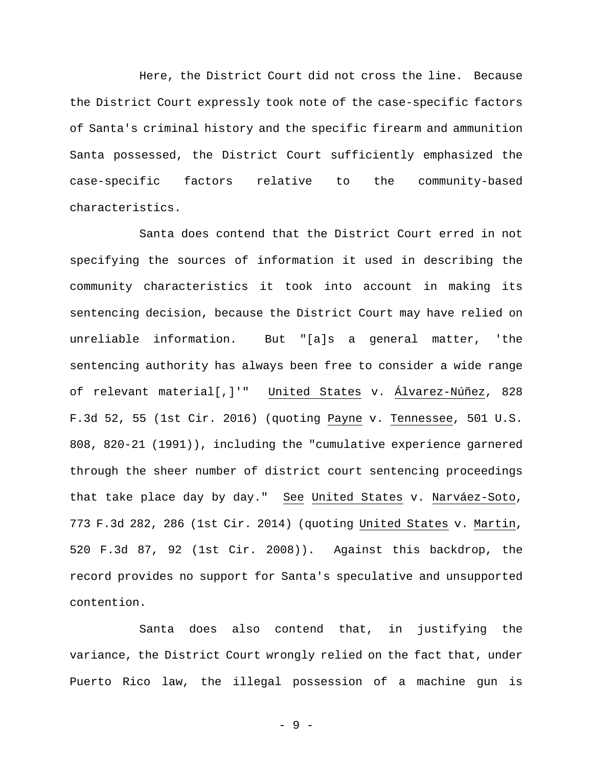Here, the District Court did not cross the line. Because the District Court expressly took note of the case-specific factors of Santa's criminal history and the specific firearm and ammunition Santa possessed, the District Court sufficiently emphasized the case-specific factors relative to the community-based characteristics.

Santa does contend that the District Court erred in not specifying the sources of information it used in describing the community characteristics it took into account in making its sentencing decision, because the District Court may have relied on unreliable information. But "[a]s a general matter, 'the sentencing authority has always been free to consider a wide range of relevant material[,]'" United States v. Álvarez-Núñez, 828 F.3d 52, 55 (1st Cir. 2016) (quoting Payne v. Tennessee, 501 U.S. 808, 820-21 (1991)), including the "cumulative experience garnered through the sheer number of district court sentencing proceedings that take place day by day." See United States v. Narváez-Soto, 773 F.3d 282, 286 (1st Cir. 2014) (quoting United States v. Martin, 520 F.3d 87, 92 (1st Cir. 2008)). Against this backdrop, the record provides no support for Santa's speculative and unsupported contention.

Santa does also contend that, in justifying the variance, the District Court wrongly relied on the fact that, under Puerto Rico law, the illegal possession of a machine gun is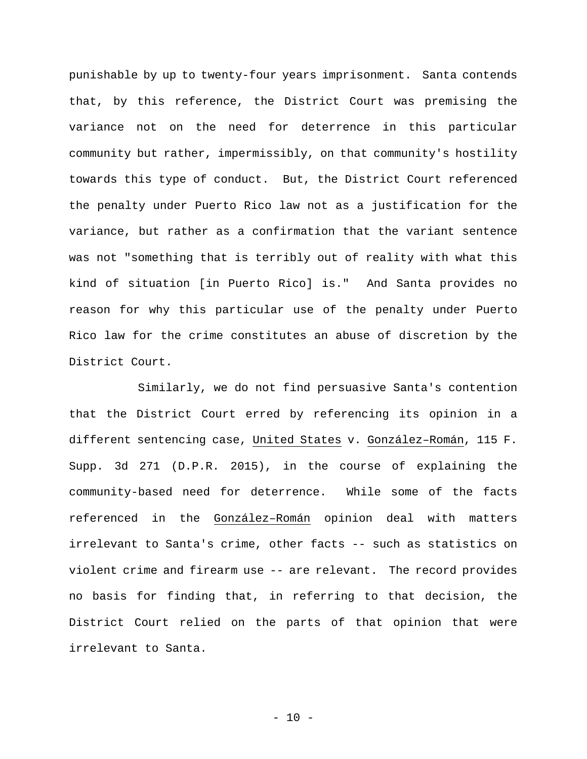punishable by up to twenty-four years imprisonment. Santa contends that, by this reference, the District Court was premising the variance not on the need for deterrence in this particular community but rather, impermissibly, on that community's hostility towards this type of conduct. But, the District Court referenced the penalty under Puerto Rico law not as a justification for the variance, but rather as a confirmation that the variant sentence was not "something that is terribly out of reality with what this kind of situation [in Puerto Rico] is." And Santa provides no reason for why this particular use of the penalty under Puerto Rico law for the crime constitutes an abuse of discretion by the District Court.

Similarly, we do not find persuasive Santa's contention that the District Court erred by referencing its opinion in a different sentencing case, United States v. González–Román, 115 F. Supp. 3d 271 (D.P.R. 2015), in the course of explaining the community-based need for deterrence. While some of the facts referenced in the González–Román opinion deal with matters irrelevant to Santa's crime, other facts -- such as statistics on violent crime and firearm use -- are relevant. The record provides no basis for finding that, in referring to that decision, the District Court relied on the parts of that opinion that were irrelevant to Santa.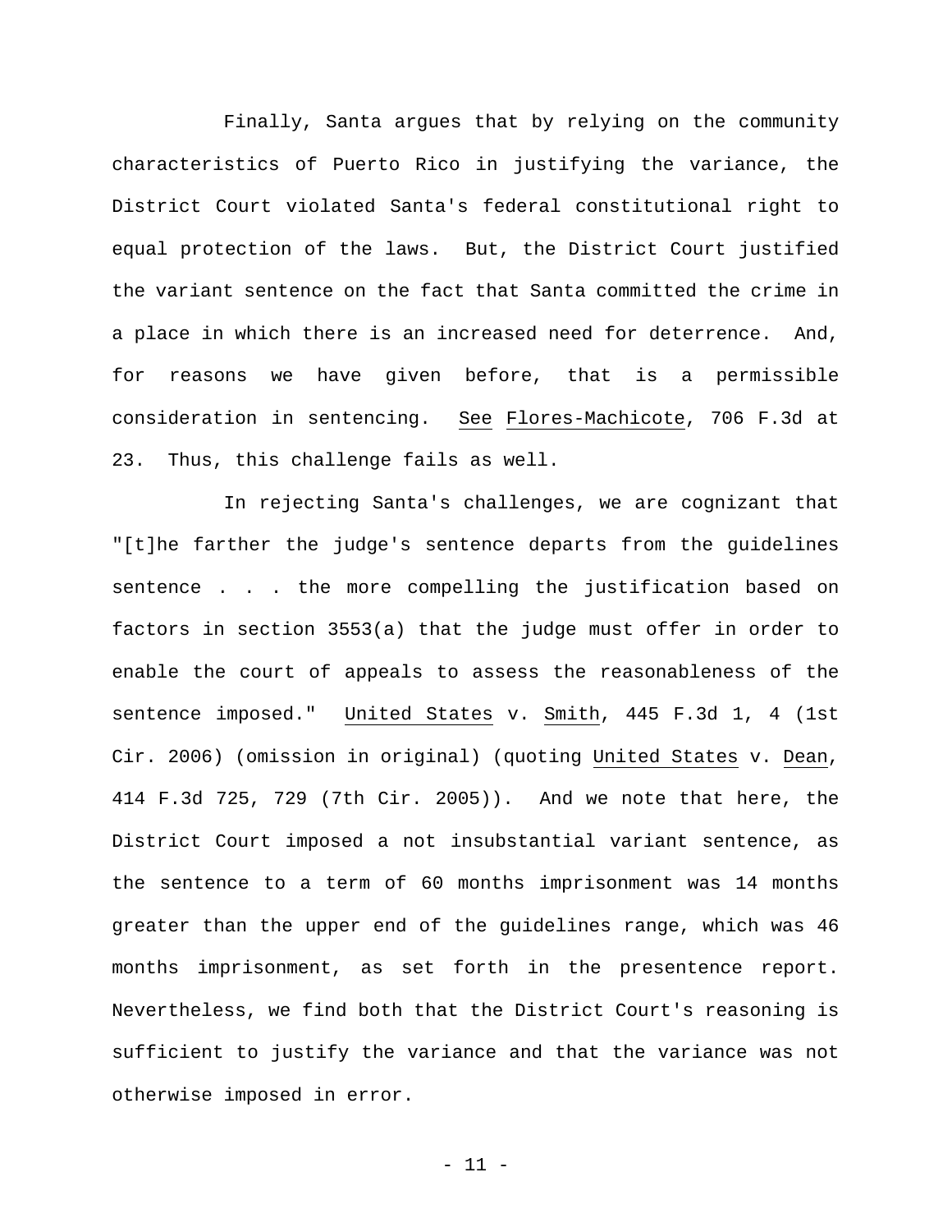Finally, Santa argues that by relying on the community characteristics of Puerto Rico in justifying the variance, the District Court violated Santa's federal constitutional right to equal protection of the laws. But, the District Court justified the variant sentence on the fact that Santa committed the crime in a place in which there is an increased need for deterrence. And, for reasons we have given before, that is a permissible consideration in sentencing. *See Flores-Machicote*, 706 F.3d at 23. Thus, this challenge fails as well.

In rejecting Santa's challenges, we are cognizant that "[t]he farther the judge's sentence departs from the guidelines sentence . . . the more compelling the justification based on factors in section 3553(a) that the judge must offer in order to enable the court of appeals to assess the reasonableness of the sentence imposed." *United States* v. *Smith*, 445 F.3d 1, 4 (1st Cir. 2006) (omission in original) (quoting *United States* v. *Dean*, 414 F.3d 725, 729 (7th Cir. 2005)). And we note that here, the District Court imposed a not insubstantial variant sentence, as the sentence to a term of 60 months imprisonment was 14 months greater than the upper end of the guidelines range, which was 46 months imprisonment, as set forth in the presentence report. Nevertheless, we find both that the District Court's reasoning is sufficient to justify the variance and that the variance was not otherwise imposed in error.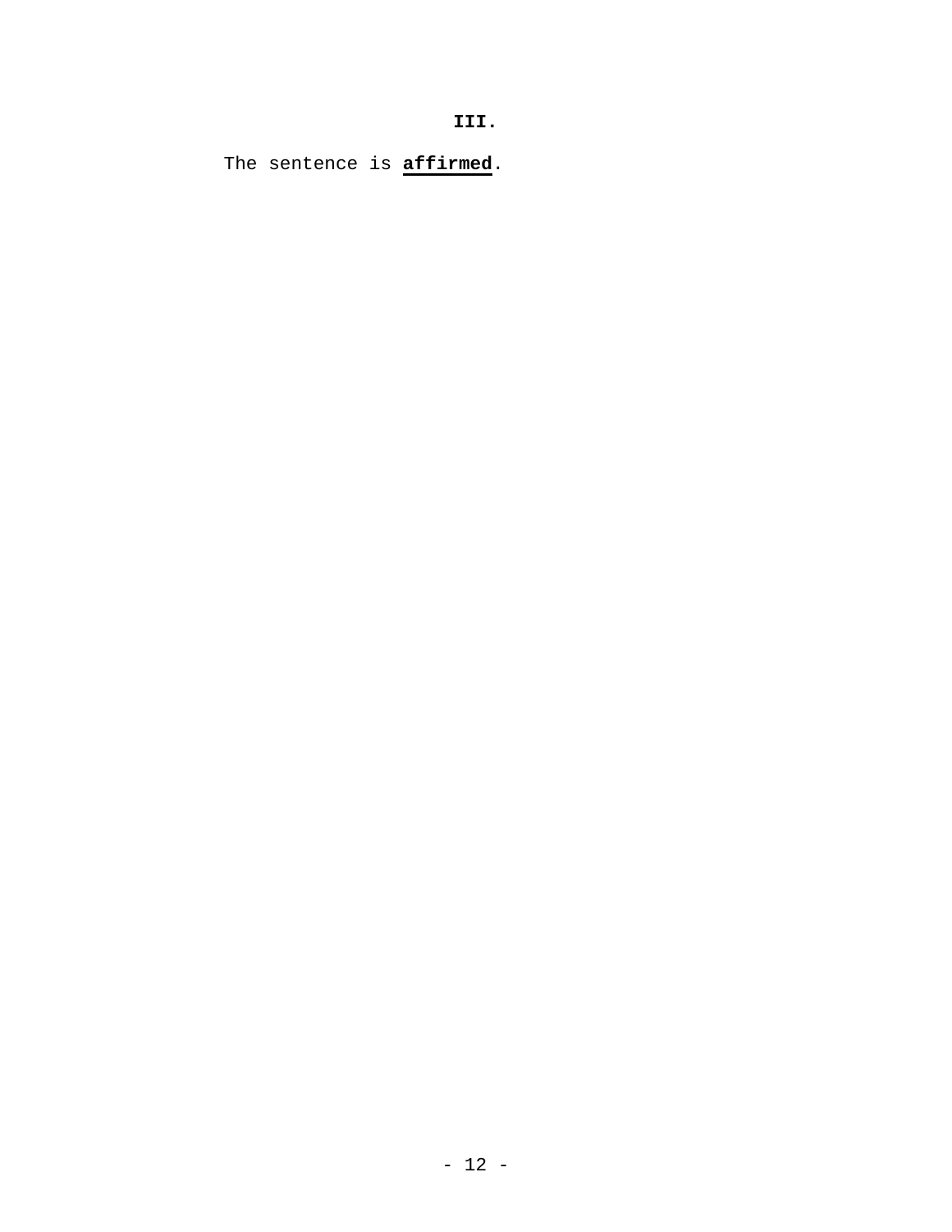**III.**

The sentence is **affirmed**.